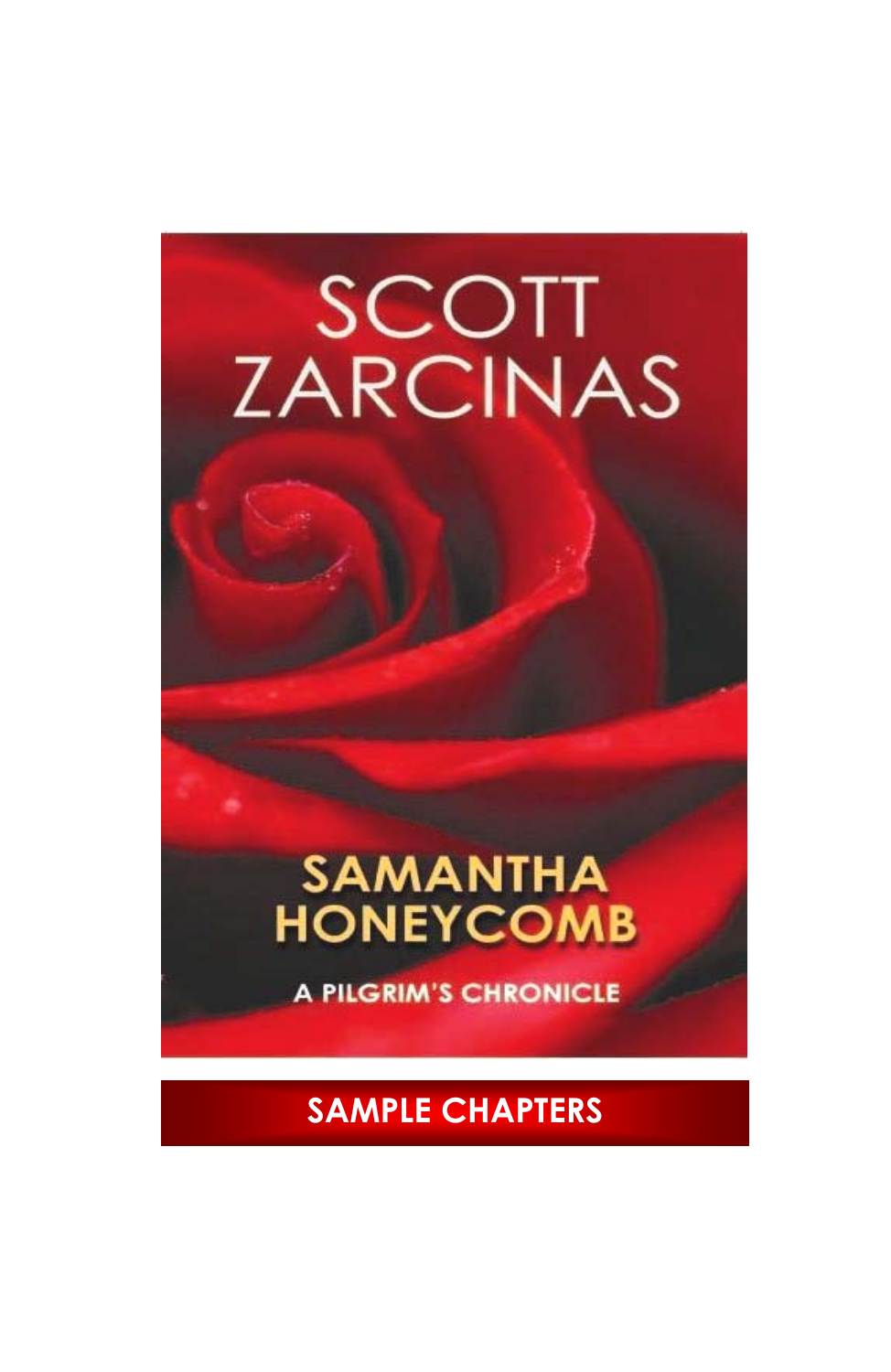# SCOTT ZARCINAS

# SAMANTHA HONEYCOMB

## A PILGRIM'S CHRONICLE

**SAMPLE CHAPTERS**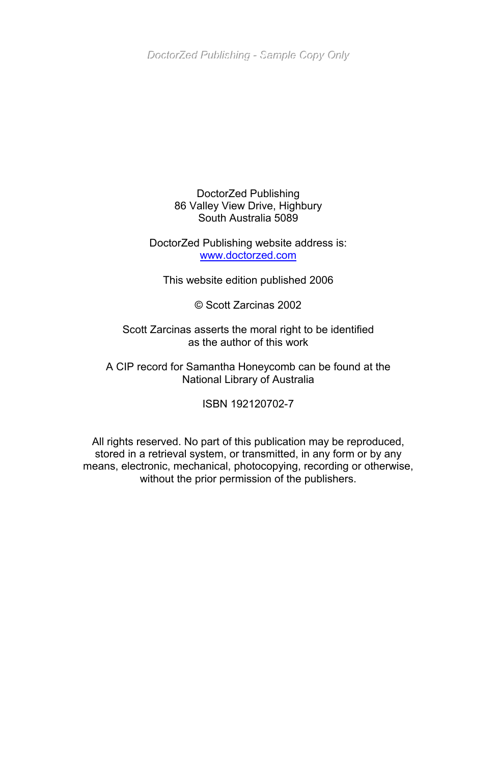DoctorZed Publishing
86 Valley View Drive, Highbury
South Australia 5089

DoctorZed Publishing website address is:
www.doctorzed.com

This website edition published 2006

© Scott Zarcinas 2002

Scott Zarcinas asserts the moral right to be identified as the author of this work

A CIP record for Samantha Honeycomb can be found at the National Library of Australia

ISBN 192120702-7

All rights reserved. No part of this publication may be reproduced, stored in a retrieval system, or transmitted, in any form or by any means, electronic, mechanical, photocopying, recording or otherwise, without the prior permission of the publishers.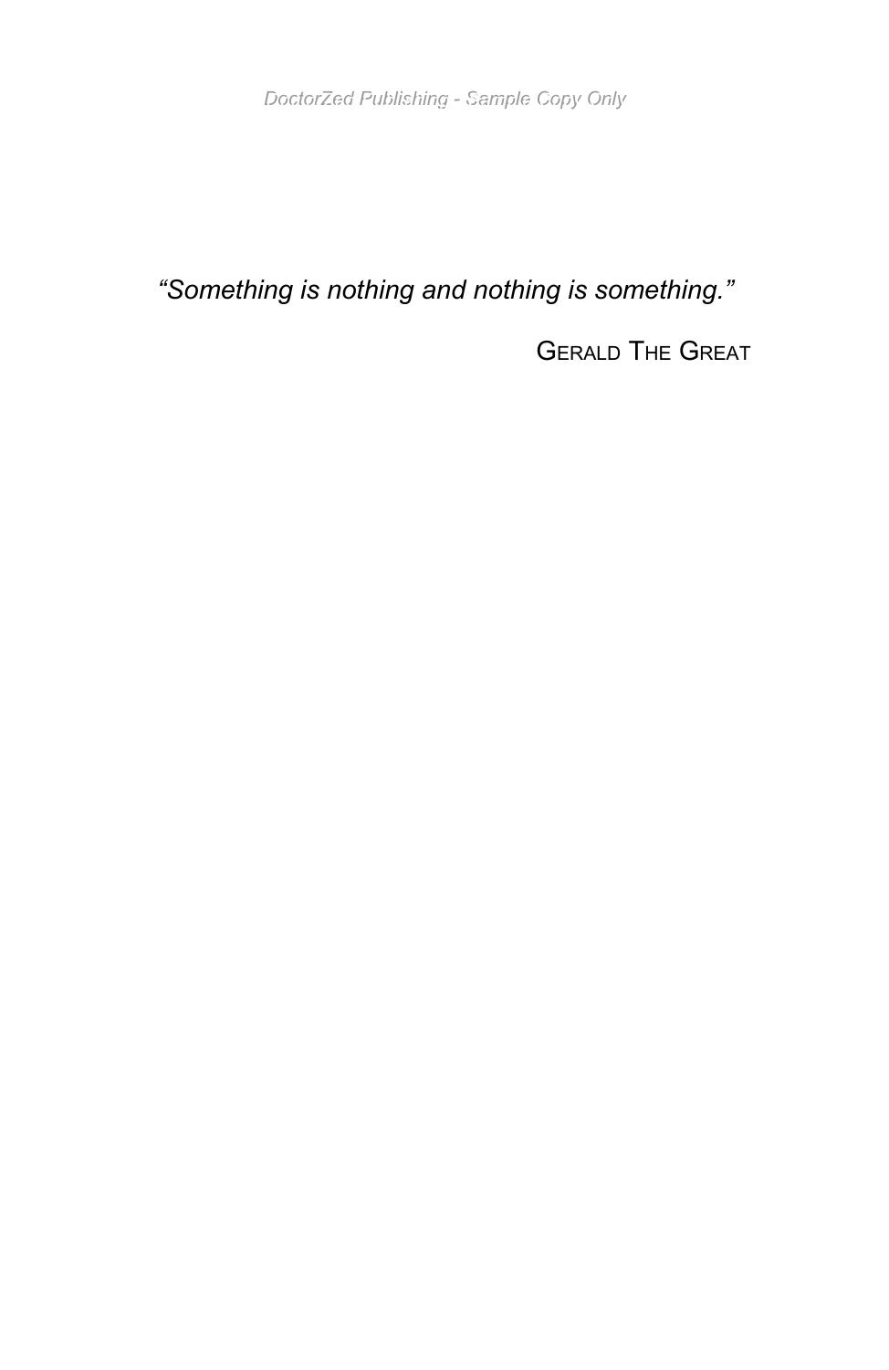*"Something is nothing and nothing is something."*

Gerald The Great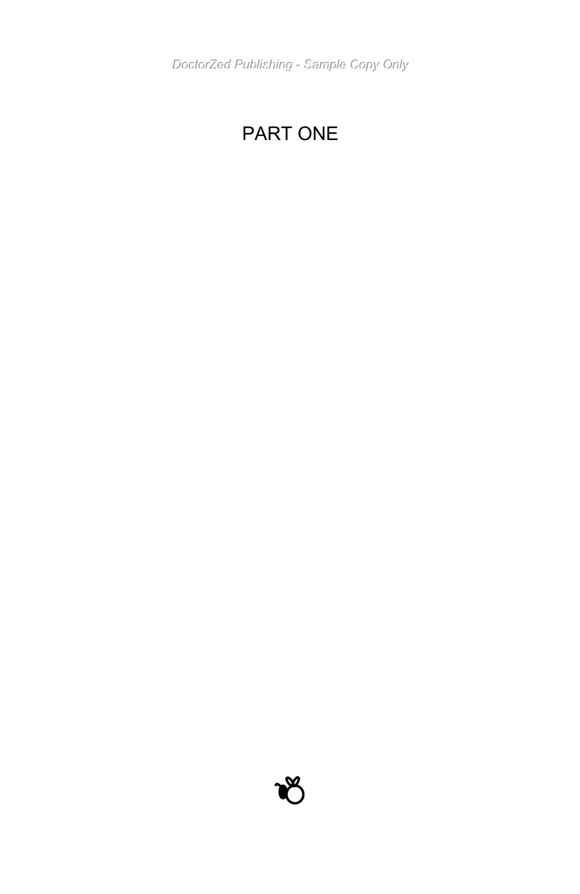# PART ONE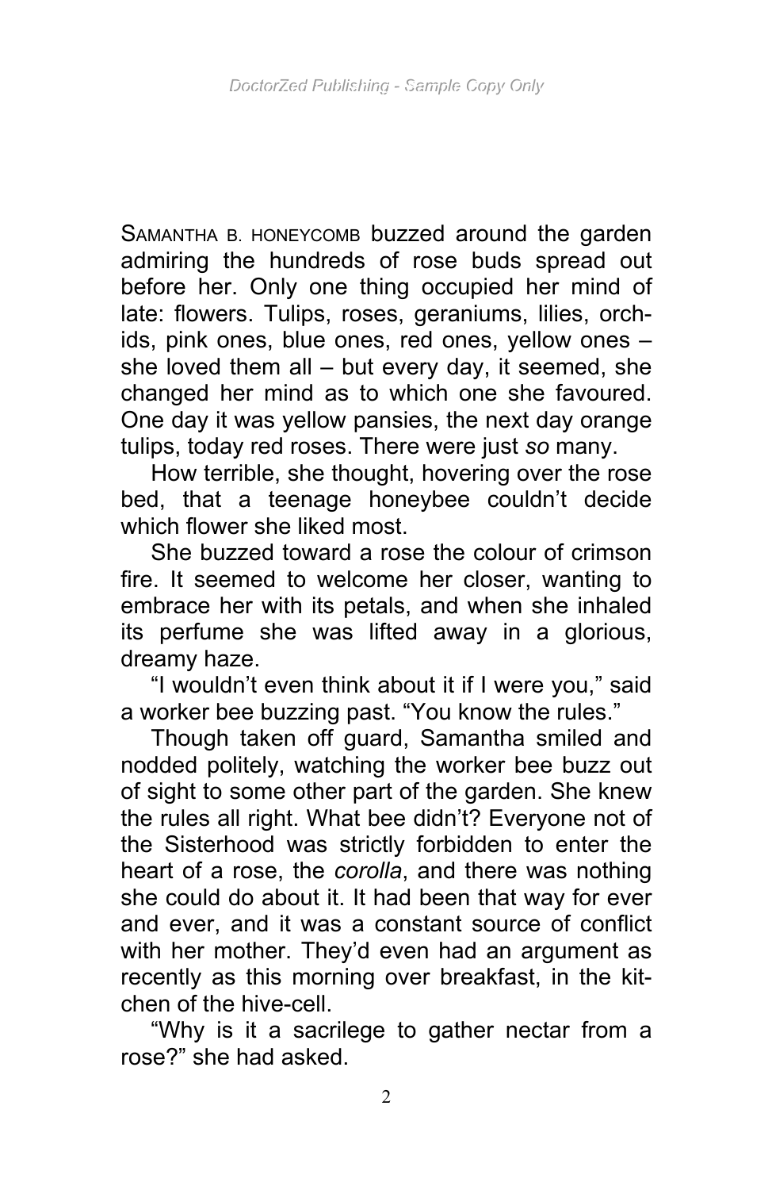SAMANTHA B. HONEYCOMB buzzed around the garden admiring the hundreds of rose buds spread out before her. Only one thing occupied her mind of late: flowers. Tulips, roses, geraniums, lilies, orchids, pink ones, blue ones, red ones, yellow ones – she loved them all – but every day, it seemed, she changed her mind as to which one she favoured. One day it was yellow pansies, the next day orange tulips, today red roses. There were just *so* many.

How terrible, she thought, hovering over the rose bed, that a teenage honeybee couldn't decide which flower she liked most.

She buzzed toward a rose the colour of crimson fire. It seemed to welcome her closer, wanting to embrace her with its petals, and when she inhaled its perfume she was lifted away in a glorious, dreamy haze.

"I wouldn't even think about it if I were you," said a worker bee buzzing past. "You know the rules."

Though taken off guard, Samantha smiled and nodded politely, watching the worker bee buzz out of sight to some other part of the garden. She knew the rules all right. What bee didn't? Everyone not of the Sisterhood was strictly forbidden to enter the heart of a rose, the *corolla*, and there was nothing she could do about it. It had been that way for ever and ever, and it was a constant source of conflict with her mother. They'd even had an argument as recently as this morning over breakfast, in the kitchen of the hive-cell.

"Why is it a sacrilege to gather nectar from a rose?" she had asked.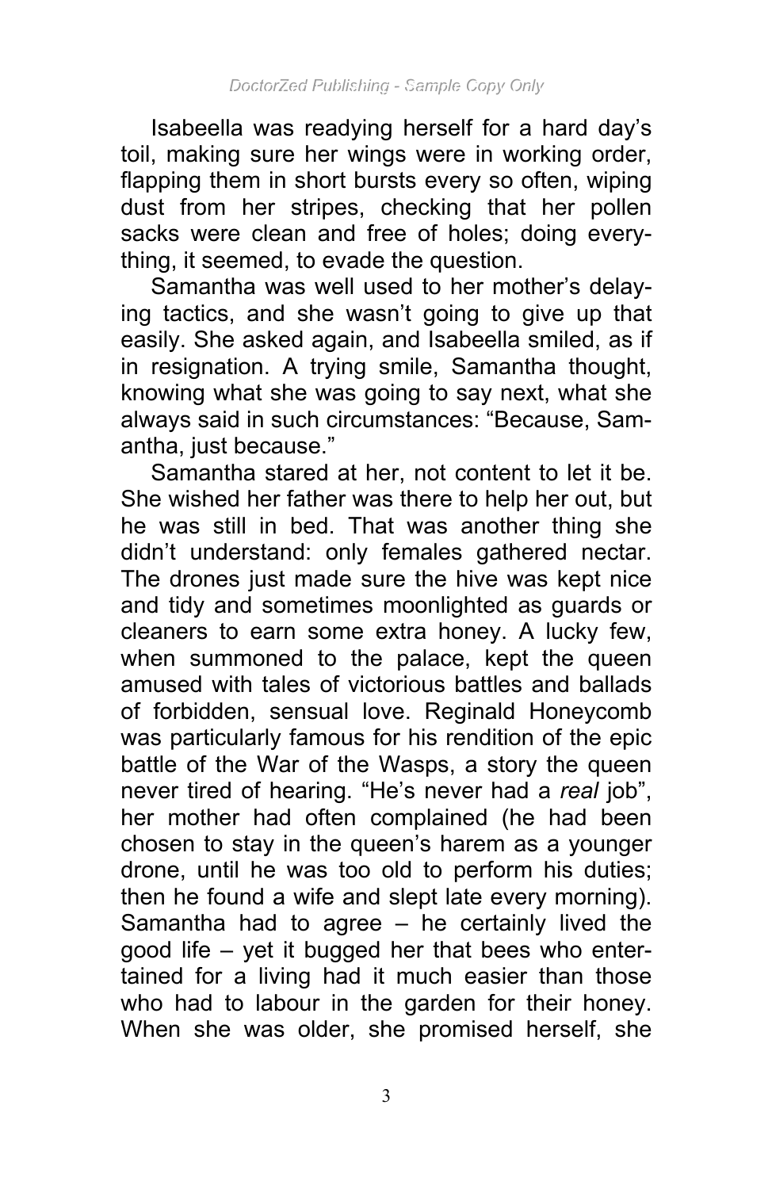Isabeella was readying herself for a hard day's toil, making sure her wings were in working order, flapping them in short bursts every so often, wiping dust from her stripes, checking that her pollen sacks were clean and free of holes; doing everything, it seemed, to evade the question.

Samantha was well used to her mother's delaying tactics, and she wasn't going to give up that easily. She asked again, and Isabeella smiled, as if in resignation. A trying smile, Samantha thought, knowing what she was going to say next, what she always said in such circumstances: "Because, Samantha, just because."

Samantha stared at her, not content to let it be. She wished her father was there to help her out, but he was still in bed. That was another thing she didn't understand: only females gathered nectar. The drones just made sure the hive was kept nice and tidy and sometimes moonlighted as guards or cleaners to earn some extra honey. A lucky few, when summoned to the palace, kept the queen amused with tales of victorious battles and ballads of forbidden, sensual love. Reginald Honeycomb was particularly famous for his rendition of the epic battle of the War of the Wasps, a story the queen never tired of hearing. "He's never had a *real* job", her mother had often complained (he had been chosen to stay in the queen's harem as a younger drone, until he was too old to perform his duties; then he found a wife and slept late every morning). Samantha had to agree – he certainly lived the good life – yet it bugged her that bees who entertained for a living had it much easier than those who had to labour in the garden for their honey. When she was older, she promised herself, she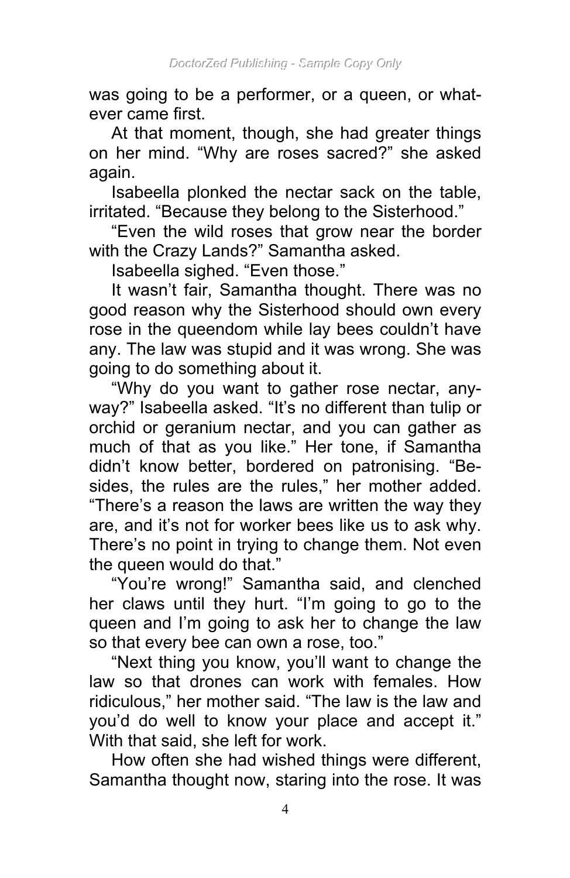was going to be a performer, or a queen, or whatever came first.

At that moment, though, she had greater things on her mind. "Why are roses sacred?" she asked again.

Isabeella plonked the nectar sack on the table, irritated. "Because they belong to the Sisterhood."

"Even the wild roses that grow near the border with the Crazy Lands?" Samantha asked.

Isabeella sighed. "Even those."

It wasn't fair, Samantha thought. There was no good reason why the Sisterhood should own every rose in the queendom while lay bees couldn't have any. The law was stupid and it was wrong. She was going to do something about it.

"Why do you want to gather rose nectar, anyway?" Isabeella asked. "It's no different than tulip or orchid or geranium nectar, and you can gather as much of that as you like." Her tone, if Samantha didn't know better, bordered on patronising. "Besides, the rules are the rules," her mother added. "There's a reason the laws are written the way they are, and it's not for worker bees like us to ask why. There's no point in trying to change them. Not even the queen would do that."

"You're wrong!" Samantha said, and clenched her claws until they hurt. "I'm going to go to the queen and I'm going to ask her to change the law so that every bee can own a rose, too."

"Next thing you know, you'll want to change the law so that drones can work with females. How ridiculous," her mother said. "The law is the law and you'd do well to know your place and accept it." With that said, she left for work.

How often she had wished things were different, Samantha thought now, staring into the rose. It was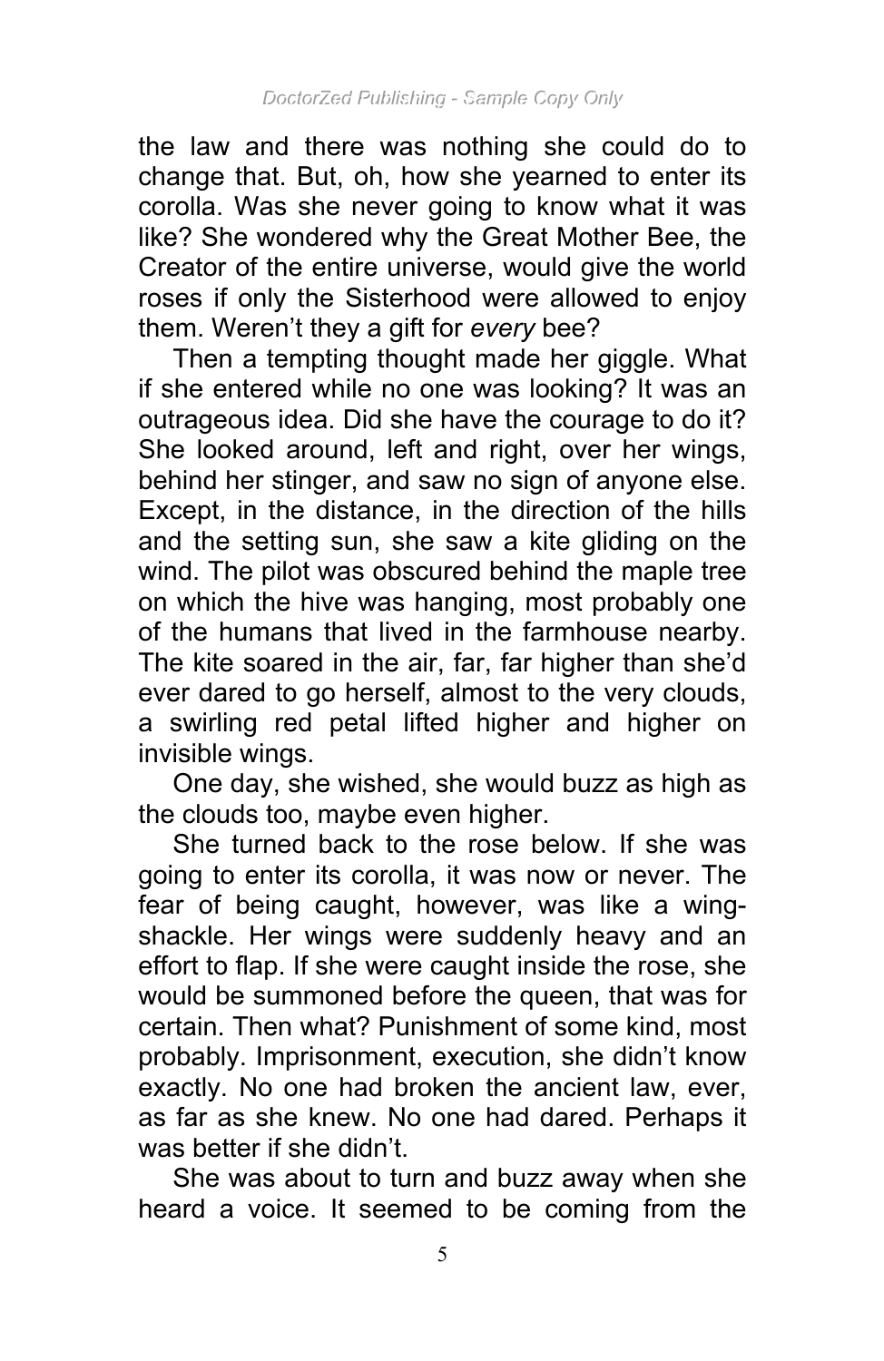the law and there was nothing she could do to change that. But, oh, how she yearned to enter its corolla. Was she never going to know what it was like? She wondered why the Great Mother Bee, the Creator of the entire universe, would give the world roses if only the Sisterhood were allowed to enjoy them. Weren't they a gift for *every* bee?

Then a tempting thought made her giggle. What if she entered while no one was looking? It was an outrageous idea. Did she have the courage to do it? She looked around, left and right, over her wings, behind her stinger, and saw no sign of anyone else. Except, in the distance, in the direction of the hills and the setting sun, she saw a kite gliding on the wind. The pilot was obscured behind the maple tree on which the hive was hanging, most probably one of the humans that lived in the farmhouse nearby. The kite soared in the air, far, far higher than she'd ever dared to go herself, almost to the very clouds, a swirling red petal lifted higher and higher on invisible wings.

One day, she wished, she would buzz as high as the clouds too, maybe even higher.

She turned back to the rose below. If she was going to enter its corolla, it was now or never. The fear of being caught, however, was like a wing-shackle. Her wings were suddenly heavy and an effort to flap. If she were caught inside the rose, she would be summoned before the queen, that was for certain. Then what? Punishment of some kind, most probably. Imprisonment, execution, she didn't know exactly. No one had broken the ancient law, ever, as far as she knew. No one had dared. Perhaps it was better if she didn't.

She was about to turn and buzz away when she heard a voice. It seemed to be coming from the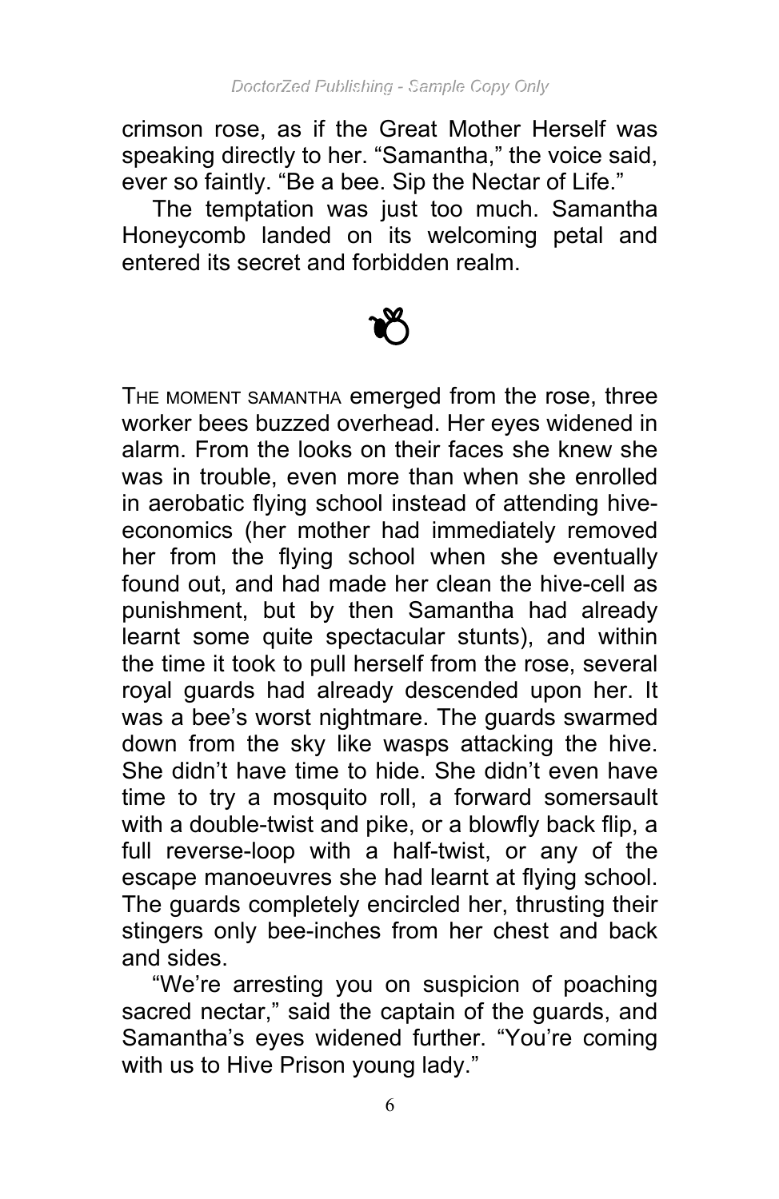crimson rose, as if the Great Mother Herself was speaking directly to her. "Samantha," the voice said, ever so faintly. "Be a bee. Sip the Nectar of Life."

The temptation was just too much. Samantha Honeycomb landed on its welcoming petal and entered its secret and forbidden realm.

THE MOMENT SAMANTHA emerged from the rose, three worker bees buzzed overhead. Her eyes widened in alarm. From the looks on their faces she knew she was in trouble, even more than when she enrolled in aerobatic flying school instead of attending hive-economics (her mother had immediately removed her from the flying school when she eventually found out, and had made her clean the hive-cell as punishment, but by then Samantha had already learnt some quite spectacular stunts), and within the time it took to pull herself from the rose, several royal guards had already descended upon her. It was a bee's worst nightmare. The guards swarmed down from the sky like wasps attacking the hive. She didn't have time to hide. She didn't even have time to try a mosquito roll, a forward somersault with a double-twist and pike, or a blowfly back flip, a full reverse-loop with a half-twist, or any of the escape manoeuvres she had learnt at flying school. The guards completely encircled her, thrusting their stingers only bee-inches from her chest and back and sides.

"We're arresting you on suspicion of poaching sacred nectar," said the captain of the guards, and Samantha's eyes widened further. "You're coming with us to Hive Prison young lady."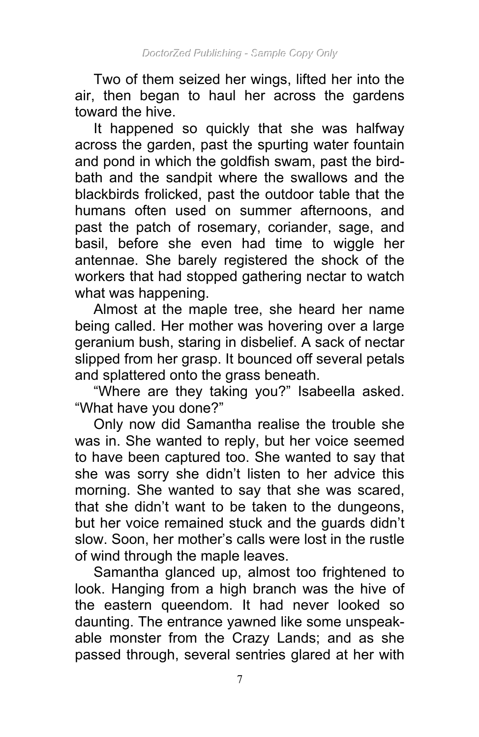Two of them seized her wings, lifted her into the air, then began to haul her across the gardens toward the hive.

It happened so quickly that she was halfway across the garden, past the spurting water fountain and pond in which the goldfish swam, past the bird-bath and the sandpit where the swallows and the blackbirds frolicked, past the outdoor table that the humans often used on summer afternoons, and past the patch of rosemary, coriander, sage, and basil, before she even had time to wiggle her antennae. She barely registered the shock of the workers that had stopped gathering nectar to watch what was happening.

Almost at the maple tree, she heard her name being called. Her mother was hovering over a large geranium bush, staring in disbelief. A sack of nectar slipped from her grasp. It bounced off several petals and splattered onto the grass beneath.

"Where are they taking you?" Isabeella asked. "What have you done?"

Only now did Samantha realise the trouble she was in. She wanted to reply, but her voice seemed to have been captured too. She wanted to say that she was sorry she didn't listen to her advice this morning. She wanted to say that she was scared, that she didn't want to be taken to the dungeons, but her voice remained stuck and the guards didn't slow. Soon, her mother's calls were lost in the rustle of wind through the maple leaves.

Samantha glanced up, almost too frightened to look. Hanging from a high branch was the hive of the eastern queendom. It had never looked so daunting. The entrance yawned like some unspeakable monster from the Crazy Lands; and as she passed through, several sentries glared at her with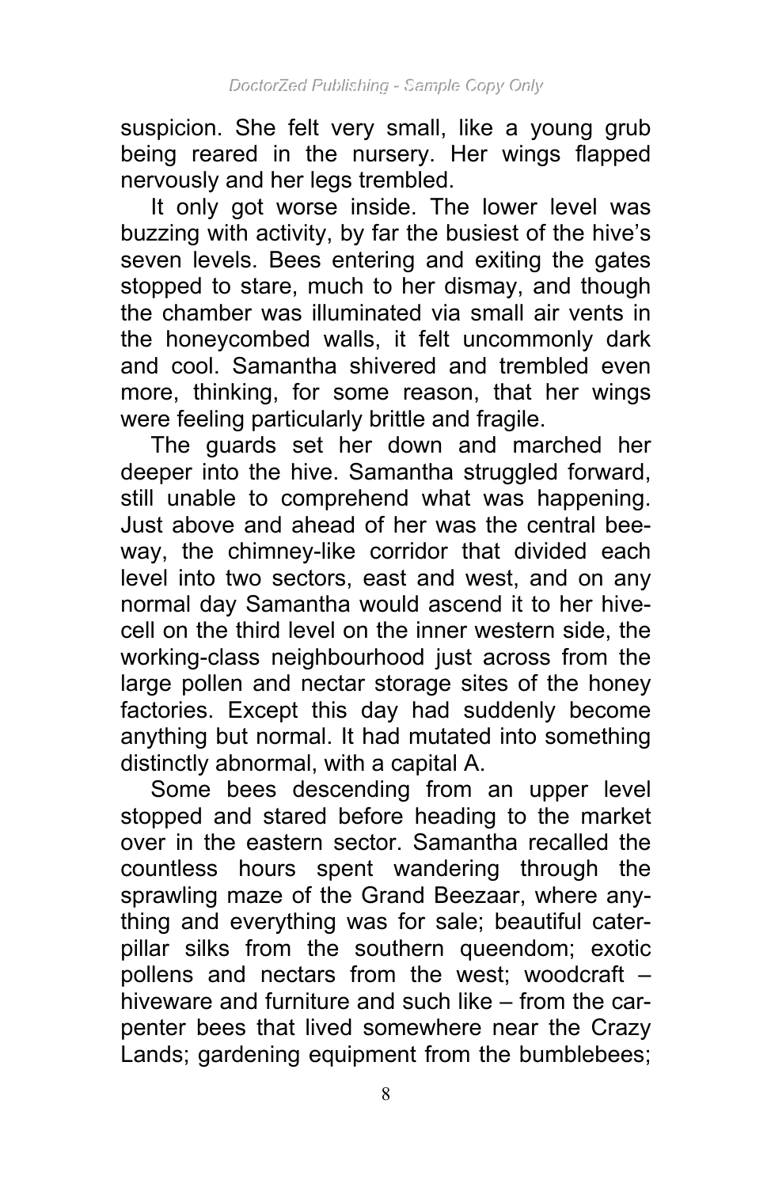suspicion. She felt very small, like a young grub being reared in the nursery. Her wings flapped nervously and her legs trembled.

It only got worse inside. The lower level was buzzing with activity, by far the busiest of the hive's seven levels. Bees entering and exiting the gates stopped to stare, much to her dismay, and though the chamber was illuminated via small air vents in the honeycombed walls, it felt uncommonly dark and cool. Samantha shivered and trembled even more, thinking, for some reason, that her wings were feeling particularly brittle and fragile.

The guards set her down and marched her deeper into the hive. Samantha struggled forward, still unable to comprehend what was happening. Just above and ahead of her was the central bee-way, the chimney-like corridor that divided each level into two sectors, east and west, and on any normal day Samantha would ascend it to her hive-cell on the third level on the inner western side, the working-class neighbourhood just across from the large pollen and nectar storage sites of the honey factories. Except this day had suddenly become anything but normal. It had mutated into something distinctly abnormal, with a capital A.

Some bees descending from an upper level stopped and stared before heading to the market over in the eastern sector. Samantha recalled the countless hours spent wandering through the sprawling maze of the Grand Beezaar, where anything and everything was for sale; beautiful caterpillar silks from the southern queendom; exotic pollens and nectars from the west; woodcraft – hiveware and furniture and such like – from the carpenter bees that lived somewhere near the Crazy Lands; gardening equipment from the bumblebees;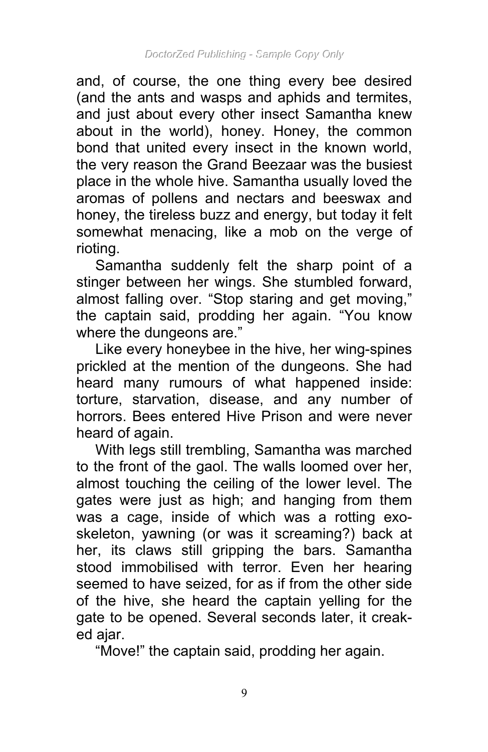and, of course, the one thing every bee desired (and the ants and wasps and aphids and termites, and just about every other insect Samantha knew about in the world), honey. Honey, the common bond that united every insect in the known world, the very reason the Grand Beezaar was the busiest place in the whole hive. Samantha usually loved the aromas of pollens and nectars and beeswax and honey, the tireless buzz and energy, but today it felt somewhat menacing, like a mob on the verge of rioting.

Samantha suddenly felt the sharp point of a stinger between her wings. She stumbled forward, almost falling over. "Stop staring and get moving," the captain said, prodding her again. "You know where the dungeons are."

Like every honeybee in the hive, her wing-spines prickled at the mention of the dungeons. She had heard many rumours of what happened inside: torture, starvation, disease, and any number of horrors. Bees entered Hive Prison and were never heard of again.

With legs still trembling, Samantha was marched to the front of the gaol. The walls loomed over her, almost touching the ceiling of the lower level. The gates were just as high; and hanging from them was a cage, inside of which was a rotting exoskeleton, yawning (or was it screaming?) back at her, its claws still gripping the bars. Samantha stood immobilised with terror. Even her hearing seemed to have seized, for as if from the other side of the hive, she heard the captain yelling for the gate to be opened. Several seconds later, it creaked ajar.

"Move!" the captain said, prodding her again.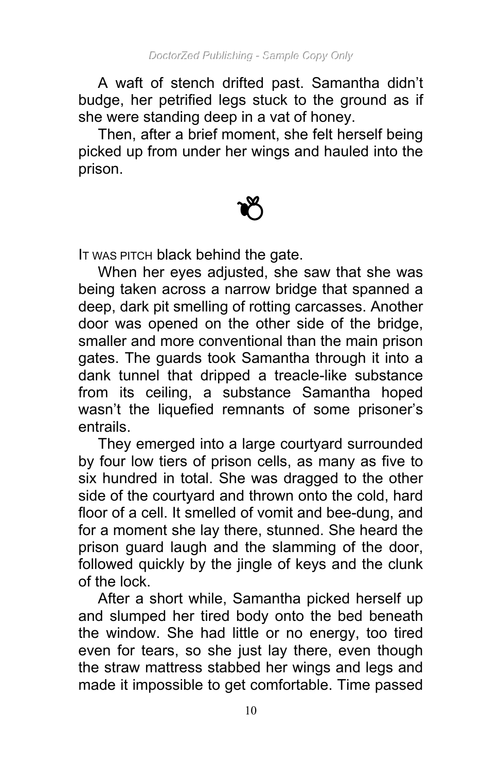A waft of stench drifted past. Samantha didn't budge, her petrified legs stuck to the ground as if she were standing deep in a vat of honey.

Then, after a brief moment, she felt herself being picked up from under her wings and hauled into the prison.

IT WAS PITCH black behind the gate.

When her eyes adjusted, she saw that she was being taken across a narrow bridge that spanned a deep, dark pit smelling of rotting carcasses. Another door was opened on the other side of the bridge, smaller and more conventional than the main prison gates. The guards took Samantha through it into a dank tunnel that dripped a treacle-like substance from its ceiling, a substance Samantha hoped wasn't the liquefied remnants of some prisoner's entrails.

They emerged into a large courtyard surrounded by four low tiers of prison cells, as many as five to six hundred in total. She was dragged to the other side of the courtyard and thrown onto the cold, hard floor of a cell. It smelled of vomit and bee-dung, and for a moment she lay there, stunned. She heard the prison guard laugh and the slamming of the door, followed quickly by the jingle of keys and the clunk of the lock.

After a short while, Samantha picked herself up and slumped her tired body onto the bed beneath the window. She had little or no energy, too tired even for tears, so she just lay there, even though the straw mattress stabbed her wings and legs and made it impossible to get comfortable. Time passed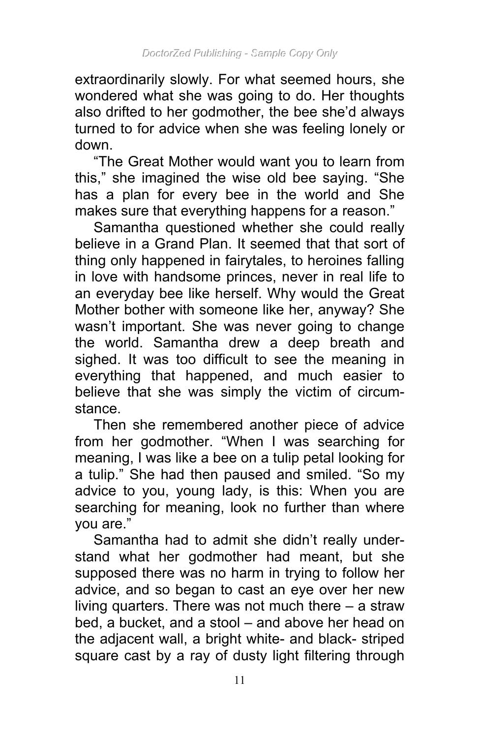extraordinarily slowly. For what seemed hours, she wondered what she was going to do. Her thoughts also drifted to her godmother, the bee she'd always turned to for advice when she was feeling lonely or down.

"The Great Mother would want you to learn from this," she imagined the wise old bee saying. "She has a plan for every bee in the world and She makes sure that everything happens for a reason."

Samantha questioned whether she could really believe in a Grand Plan. It seemed that that sort of thing only happened in fairytales, to heroines falling in love with handsome princes, never in real life to an everyday bee like herself. Why would the Great Mother bother with someone like her, anyway? She wasn't important. She was never going to change the world. Samantha drew a deep breath and sighed. It was too difficult to see the meaning in everything that happened, and much easier to believe that she was simply the victim of circumstance.

Then she remembered another piece of advice from her godmother. "When I was searching for meaning, I was like a bee on a tulip petal looking for a tulip." She had then paused and smiled. "So my advice to you, young lady, is this: When you are searching for meaning, look no further than where you are."

Samantha had to admit she didn't really understand what her godmother had meant, but she supposed there was no harm in trying to follow her advice, and so began to cast an eye over her new living quarters. There was not much there – a straw bed, a bucket, and a stool – and above her head on the adjacent wall, a bright white- and black- striped square cast by a ray of dusty light filtering through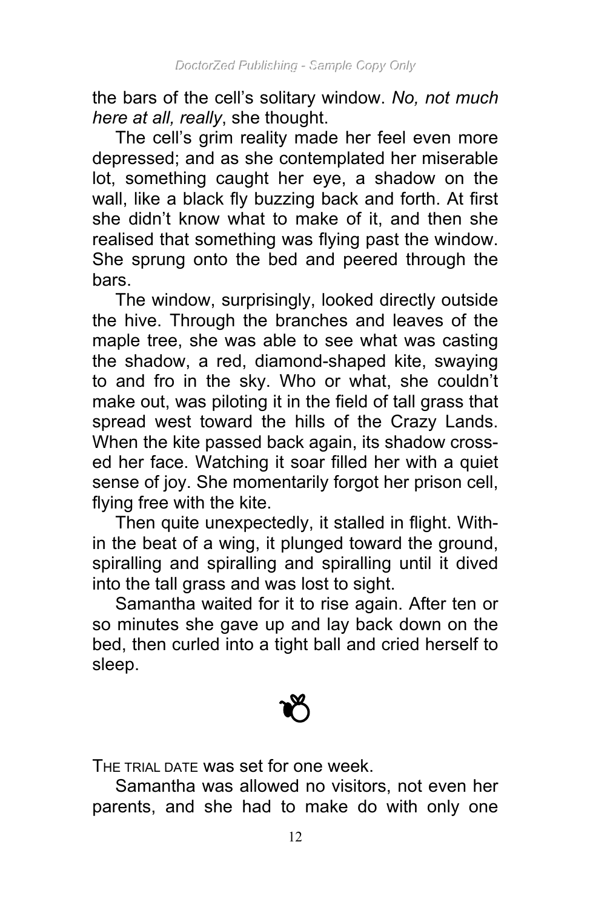the bars of the cell's solitary window. *No, not much here at all, really*, she thought.

The cell's grim reality made her feel even more depressed; and as she contemplated her miserable lot, something caught her eye, a shadow on the wall, like a black fly buzzing back and forth. At first she didn't know what to make of it, and then she realised that something was flying past the window. She sprung onto the bed and peered through the bars.

The window, surprisingly, looked directly outside the hive. Through the branches and leaves of the maple tree, she was able to see what was casting the shadow, a red, diamond-shaped kite, swaying to and fro in the sky. Who or what, she couldn't make out, was piloting it in the field of tall grass that spread west toward the hills of the Crazy Lands. When the kite passed back again, its shadow crossed her face. Watching it soar filled her with a quiet sense of joy. She momentarily forgot her prison cell, flying free with the kite.

Then quite unexpectedly, it stalled in flight. Within the beat of a wing, it plunged toward the ground, spiralling and spiralling and spiralling until it dived into the tall grass and was lost to sight.

Samantha waited for it to rise again. After ten or so minutes she gave up and lay back down on the bed, then curled into a tight ball and cried herself to sleep.

THE TRIAL DATE was set for one week.

Samantha was allowed no visitors, not even her parents, and she had to make do with only one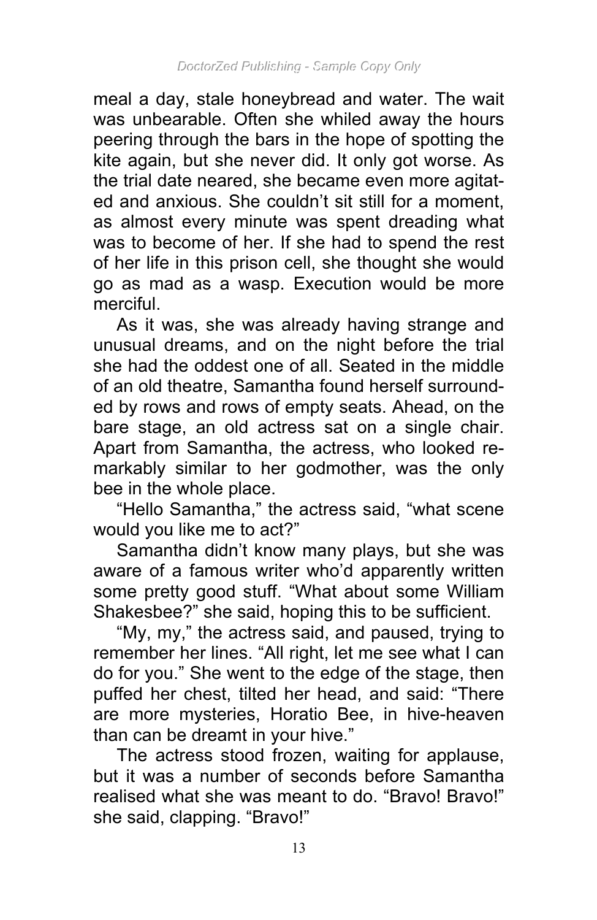meal a day, stale honeybread and water. The wait was unbearable. Often she whiled away the hours peering through the bars in the hope of spotting the kite again, but she never did. It only got worse. As the trial date neared, she became even more agitated and anxious. She couldn't sit still for a moment, as almost every minute was spent dreading what was to become of her. If she had to spend the rest of her life in this prison cell, she thought she would go as mad as a wasp. Execution would be more merciful.

As it was, she was already having strange and unusual dreams, and on the night before the trial she had the oddest one of all. Seated in the middle of an old theatre, Samantha found herself surrounded by rows and rows of empty seats. Ahead, on the bare stage, an old actress sat on a single chair. Apart from Samantha, the actress, who looked remarkably similar to her godmother, was the only bee in the whole place.

"Hello Samantha," the actress said, "what scene would you like me to act?"

Samantha didn't know many plays, but she was aware of a famous writer who'd apparently written some pretty good stuff. "What about some William Shakesbee?" she said, hoping this to be sufficient.

"My, my," the actress said, and paused, trying to remember her lines. "All right, let me see what I can do for you." She went to the edge of the stage, then puffed her chest, tilted her head, and said: "There are more mysteries, Horatio Bee, in hive-heaven than can be dreamt in your hive."

The actress stood frozen, waiting for applause, but it was a number of seconds before Samantha realised what she was meant to do. "Bravo! Bravo!" she said, clapping. "Bravo!"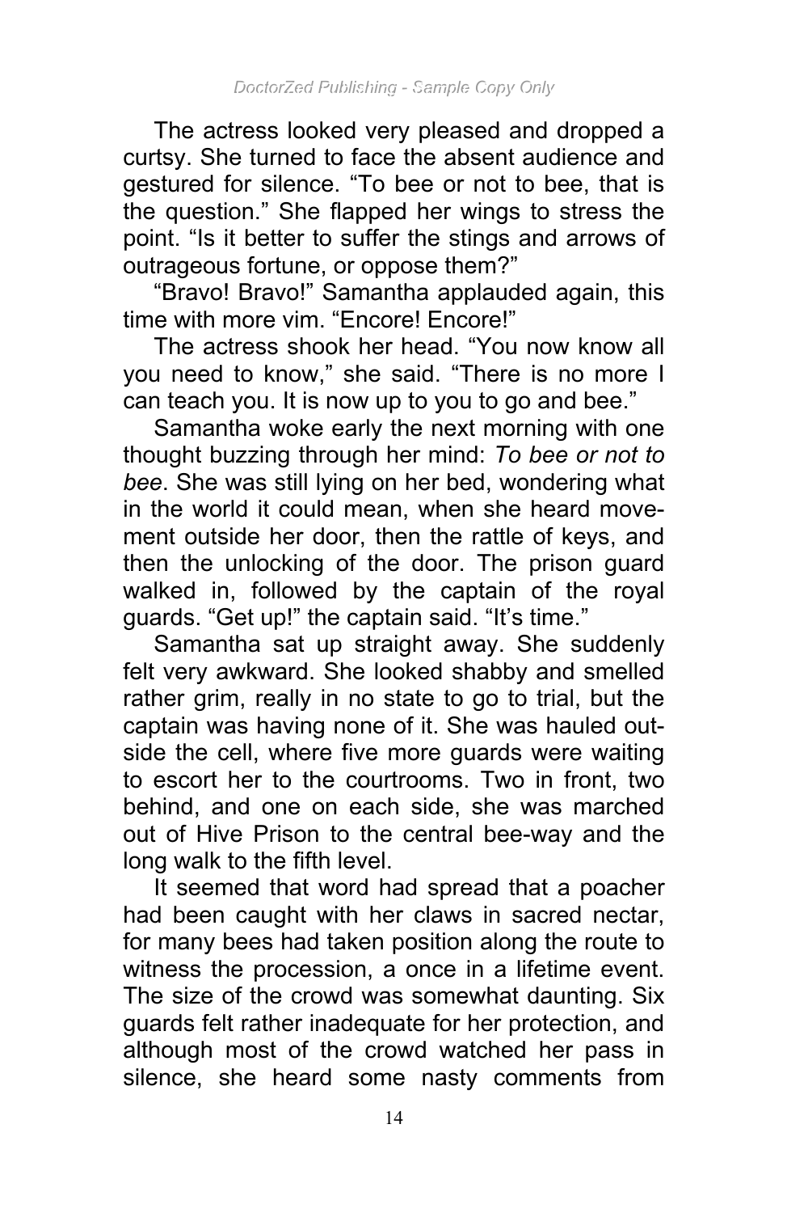The actress looked very pleased and dropped a curtsy. She turned to face the absent audience and gestured for silence. “To bee or not to bee, that is the question.” She flapped her wings to stress the point. “Is it better to suffer the stings and arrows of outrageous fortune, or oppose them?”

“Bravo! Bravo!” Samantha applauded again, this time with more vim. “Encore! Encore!”

The actress shook her head. “You now know all you need to know,” she said. “There is no more I can teach you. It is now up to you to go and bee.”

Samantha woke early the next morning with one thought buzzing through her mind: *To bee or not to bee*. She was still lying on her bed, wondering what in the world it could mean, when she heard movement outside her door, then the rattle of keys, and then the unlocking of the door. The prison guard walked in, followed by the captain of the royal guards. “Get up!” the captain said. “It’s time.”

Samantha sat up straight away. She suddenly felt very awkward. She looked shabby and smelled rather grim, really in no state to go to trial, but the captain was having none of it. She was hauled outside the cell, where five more guards were waiting to escort her to the courtrooms. Two in front, two behind, and one on each side, she was marched out of Hive Prison to the central bee-way and the long walk to the fifth level.

It seemed that word had spread that a poacher had been caught with her claws in sacred nectar, for many bees had taken position along the route to witness the procession, a once in a lifetime event. The size of the crowd was somewhat daunting. Six guards felt rather inadequate for her protection, and although most of the crowd watched her pass in silence, she heard some nasty comments from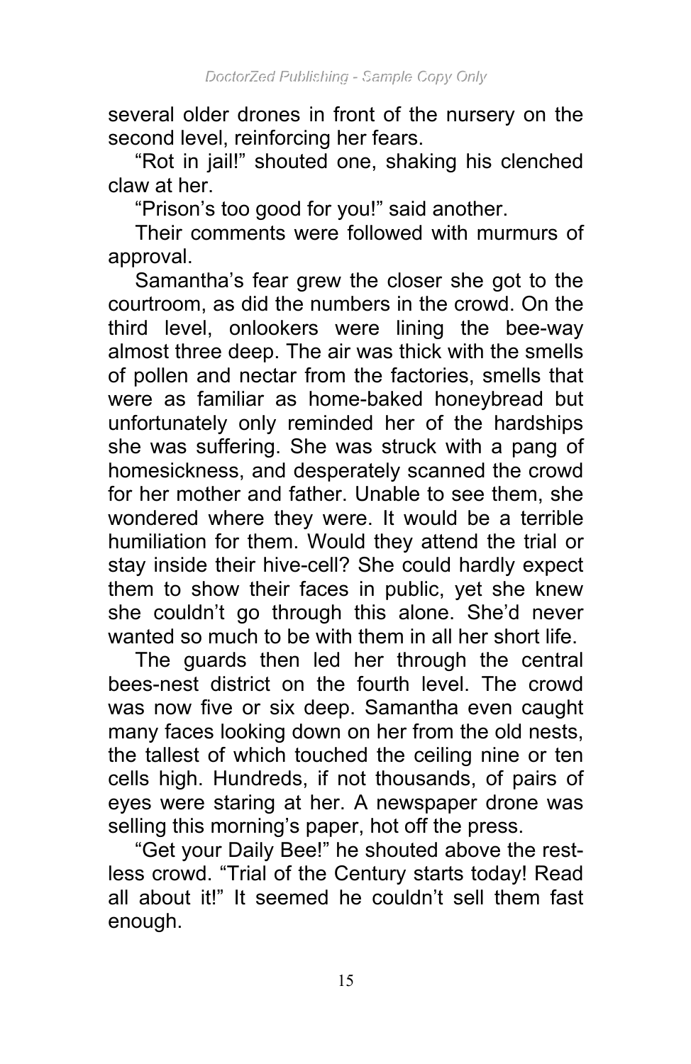several older drones in front of the nursery on the second level, reinforcing her fears.

"Rot in jail!" shouted one, shaking his clenched claw at her.

"Prison's too good for you!" said another.

Their comments were followed with murmurs of approval.

Samantha's fear grew the closer she got to the courtroom, as did the numbers in the crowd. On the third level, onlookers were lining the bee-way almost three deep. The air was thick with the smells of pollen and nectar from the factories, smells that were as familiar as home-baked honeybread but unfortunately only reminded her of the hardships she was suffering. She was struck with a pang of homesickness, and desperately scanned the crowd for her mother and father. Unable to see them, she wondered where they were. It would be a terrible humiliation for them. Would they attend the trial or stay inside their hive-cell? She could hardly expect them to show their faces in public, yet she knew she couldn't go through this alone. She'd never wanted so much to be with them in all her short life.

The guards then led her through the central bees-nest district on the fourth level. The crowd was now five or six deep. Samantha even caught many faces looking down on her from the old nests, the tallest of which touched the ceiling nine or ten cells high. Hundreds, if not thousands, of pairs of eyes were staring at her. A newspaper drone was selling this morning's paper, hot off the press.

"Get your Daily Bee!" he shouted above the restless crowd. "Trial of the Century starts today! Read all about it!" It seemed he couldn't sell them fast enough.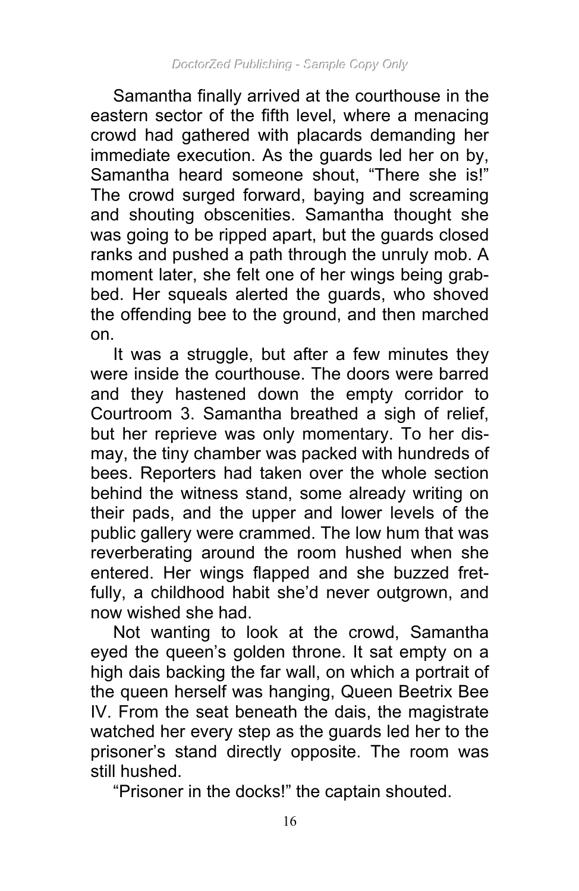Samantha finally arrived at the courthouse in the eastern sector of the fifth level, where a menacing crowd had gathered with placards demanding her immediate execution. As the guards led her on by, Samantha heard someone shout, "There she is!" The crowd surged forward, baying and screaming and shouting obscenities. Samantha thought she was going to be ripped apart, but the guards closed ranks and pushed a path through the unruly mob. A moment later, she felt one of her wings being grabbed. Her squeals alerted the guards, who shoved the offending bee to the ground, and then marched on.

It was a struggle, but after a few minutes they were inside the courthouse. The doors were barred and they hastened down the empty corridor to Courtroom 3. Samantha breathed a sigh of relief, but her reprieve was only momentary. To her dismay, the tiny chamber was packed with hundreds of bees. Reporters had taken over the whole section behind the witness stand, some already writing on their pads, and the upper and lower levels of the public gallery were crammed. The low hum that was reverberating around the room hushed when she entered. Her wings flapped and she buzzed fretfully, a childhood habit she'd never outgrown, and now wished she had.

Not wanting to look at the crowd, Samantha eyed the queen's golden throne. It sat empty on a high dais backing the far wall, on which a portrait of the queen herself was hanging, Queen Beetrix Bee IV. From the seat beneath the dais, the magistrate watched her every step as the guards led her to the prisoner's stand directly opposite. The room was still hushed.

"Prisoner in the docks!" the captain shouted.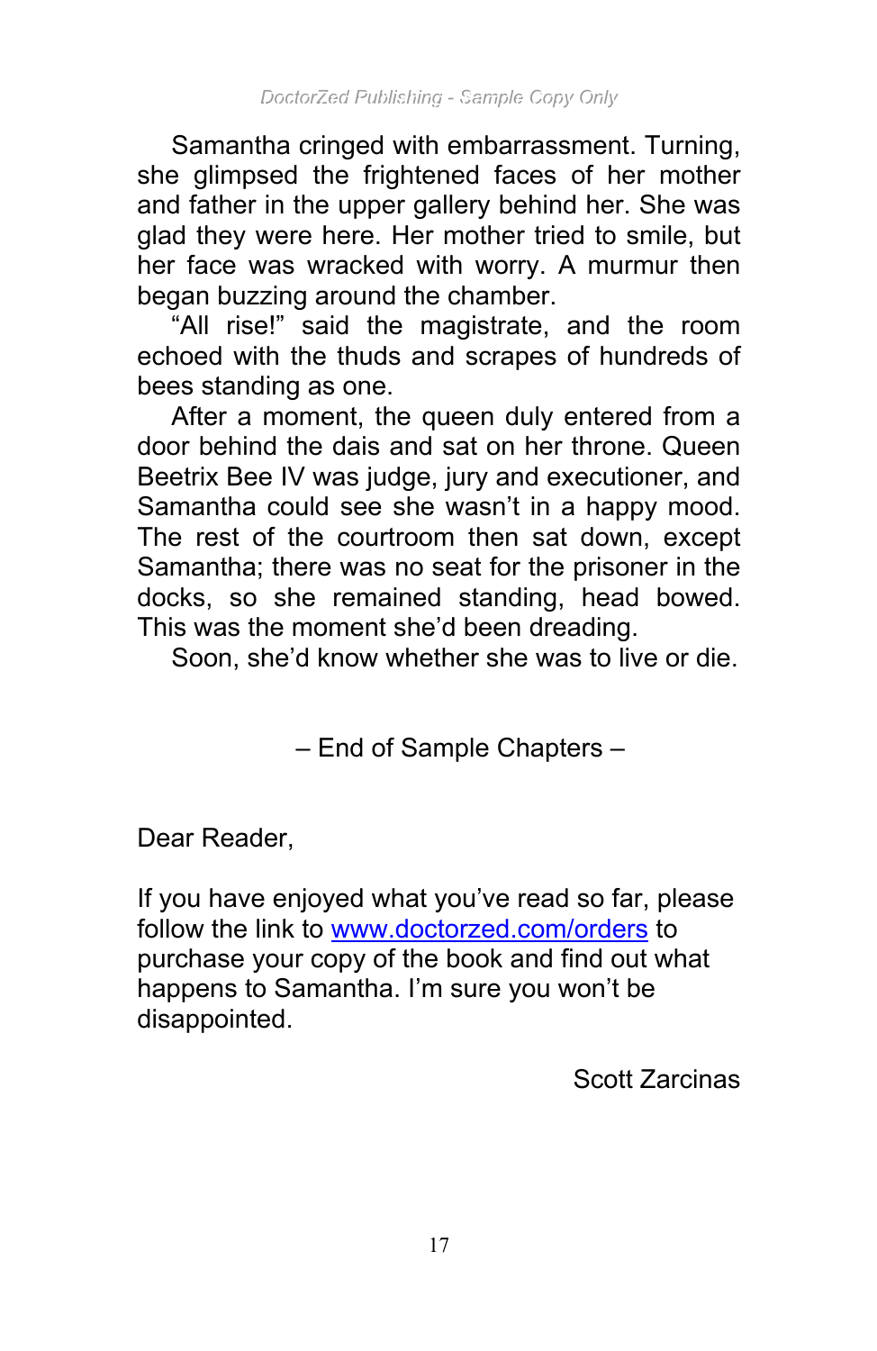Samantha cringed with embarrassment. Turning, she glimpsed the frightened faces of her mother and father in the upper gallery behind her. She was glad they were here. Her mother tried to smile, but her face was wracked with worry. A murmur then began buzzing around the chamber.

"All rise!" said the magistrate, and the room echoed with the thuds and scrapes of hundreds of bees standing as one.

After a moment, the queen duly entered from a door behind the dais and sat on her throne. Queen Beetrix Bee IV was judge, jury and executioner, and Samantha could see she wasn't in a happy mood. The rest of the courtroom then sat down, except Samantha; there was no seat for the prisoner in the docks, so she remained standing, head bowed. This was the moment she'd been dreading.

Soon, she'd know whether she was to live or die.

– End of Sample Chapters –

Dear Reader,

If you have enjoyed what you've read so far, please follow the link to [www.doctorzed.com/orders](http://www.doctorzed.com/orders) to purchase your copy of the book and find out what happens to Samantha. I'm sure you won't be disappointed.

Scott Zarcinas